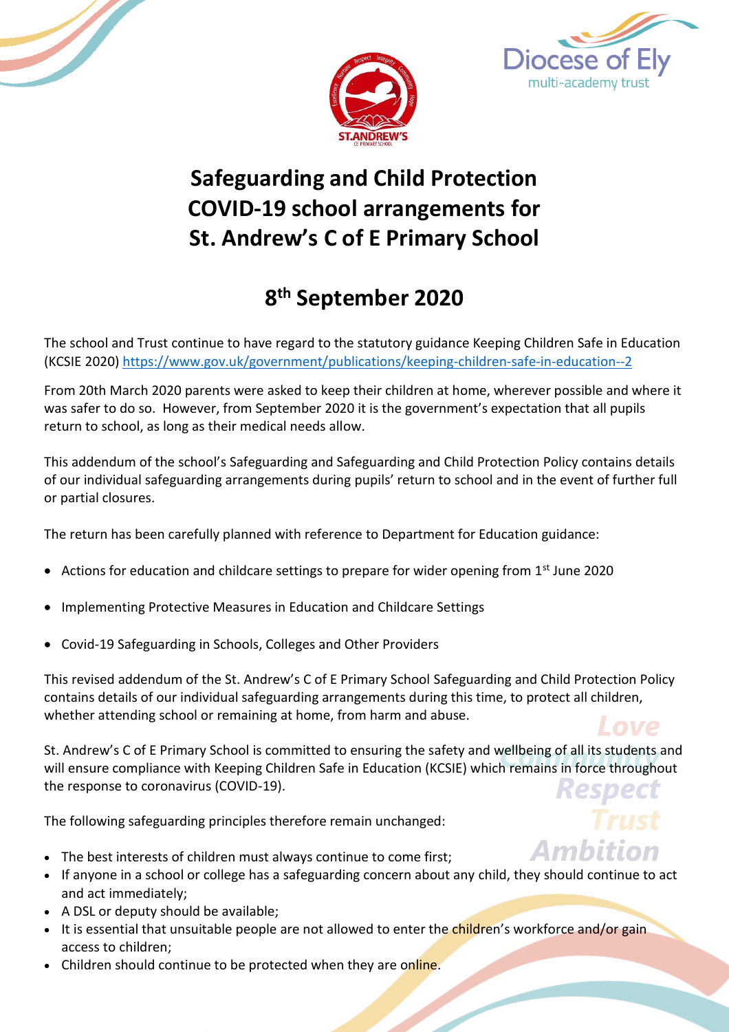# Safeguarding and Child Protection COVID-19 school arrangements for St. Andrew's C of E Primary School

## 8th September 2020

The school and Trust continue to have regard to the statutory guidance Keeping Children Safe in Education (KCSIE 2020) https://www.gov.uk/government/publications/keeping-children-safe-in-education--2

From 20th March 2020 parents were asked to keep their children at home, wherever possible and where it was safer to do so. However, from September 2020 it is the government's expectation that all pupils return to school, as long as their medical needs allow.

This addendum of the school's Safeguarding and Safeguarding and Child Protection Policy contains details of our individual safeguarding arrangements during pupils' return to school and in the event of further full or partial closures.

The return has been carefully planned with reference to Department for Education guidance:

- Actions for education and childcare settings to prepare for wider opening from 1st June 2020
- Implementing Protective Measures in Education and Childcare Settings
- Covid-19 Safeguarding in Schools, Colleges and Other Providers

This revised addendum of the St. Andrew's C of E Primary School Safeguarding and Child Protection Policy contains details of our individual safeguarding arrangements during this time, to protect all children, whether attending school or remaining at home, from harm and abuse.

St. Andrew's C of E Primary School is committed to ensuring the safety and wellbeing of all its students and will ensure compliance with Keeping Children Safe in Education (KCSIE) which remains in force throughout the response to coronavirus (COVID-19).

The following safeguarding principles therefore remain unchanged:

- The best interests of children must always continue to come first;
- If anyone in a school or college has a safeguarding concern about any child, they should continue to act and act immediately;
- A DSL or deputy should be available;
- It is essential that unsuitable people are not allowed to enter the children's workforce and/or gain access to children;
- Children should continue to be protected when they are online.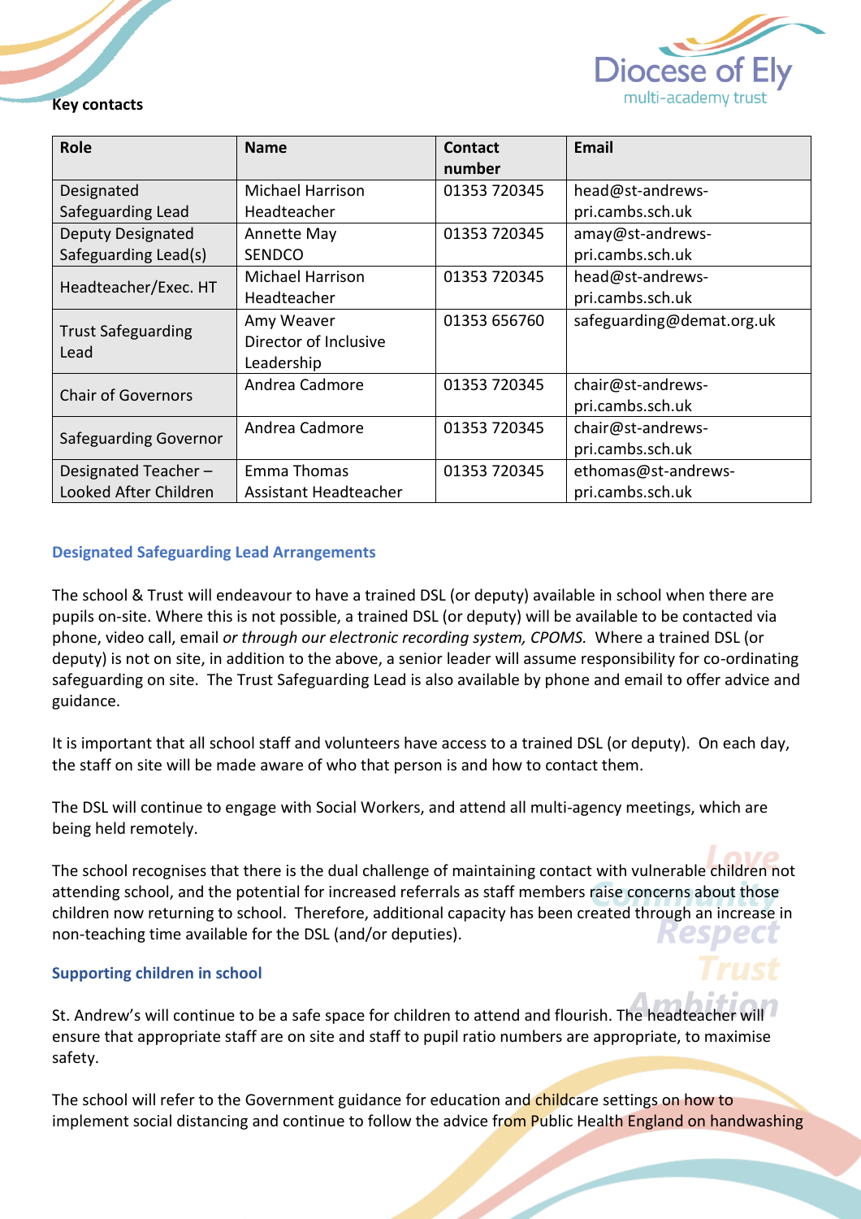**Key contacts**

| Role | Name | Contact number | Email |
|---|---|---|---|
| Designated Safeguarding Lead | Michael Harrison Headteacher | 01353 720345 | head@st-andrews-pri.cambs.sch.uk |
| Deputy Designated Safeguarding Lead(s) | Annette May SENDCO | 01353 720345 | amay@st-andrews-pri.cambs.sch.uk |
| Headteacher/Exec. HT | Michael Harrison Headteacher | 01353 720345 | head@st-andrews-pri.cambs.sch.uk |
| Trust Safeguarding Lead | Amy Weaver Director of Inclusive Leadership | 01353 656760 | safeguarding@demat.org.uk |
| Chair of Governors | Andrea Cadmore | 01353 720345 | chair@st-andrews-pri.cambs.sch.uk |
| Safeguarding Governor | Andrea Cadmore | 01353 720345 | chair@st-andrews-pri.cambs.sch.uk |
| Designated Teacher – Looked After Children | Emma Thomas Assistant Headteacher | 01353 720345 | ethomas@st-andrews-pri.cambs.sch.uk |

### Designated Safeguarding Lead Arrangements

The school & Trust will endeavour to have a trained DSL (or deputy) available in school when there are pupils on-site. Where this is not possible, a trained DSL (or deputy) will be available to be contacted via phone, video call, email *or through our electronic recording system, CPOMS.* Where a trained DSL (or deputy) is not on site, in addition to the above, a senior leader will assume responsibility for co-ordinating safeguarding on site. The Trust Safeguarding Lead is also available by phone and email to offer advice and guidance.

It is important that all school staff and volunteers have access to a trained DSL (or deputy). On each day, the staff on site will be made aware of who that person is and how to contact them.

The DSL will continue to engage with Social Workers, and attend all multi-agency meetings, which are being held remotely.

The school recognises that there is the dual challenge of maintaining contact with vulnerable children not attending school, and the potential for increased referrals as staff members raise concerns about those children now returning to school. Therefore, additional capacity has been created through an increase in non-teaching time available for the DSL (and/or deputies).

### Supporting children in school

St. Andrew's will continue to be a safe space for children to attend and flourish. The headteacher will ensure that appropriate staff are on site and staff to pupil ratio numbers are appropriate, to maximise safety.

The school will refer to the Government guidance for education and childcare settings on how to implement social distancing and continue to follow the advice from Public Health England on handwashing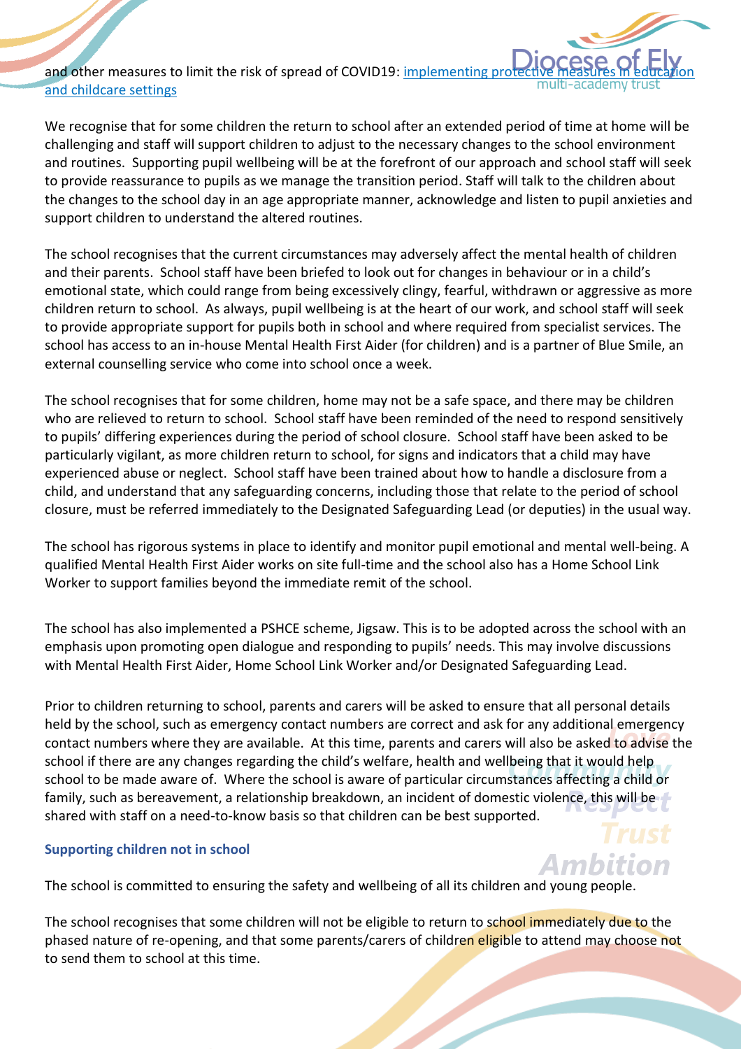and other measures to limit the risk of spread of COVID19: [implementing protective measures in education and childcare settings]

We recognise that for some children the return to school after an extended period of time at home will be challenging and staff will support children to adjust to the necessary changes to the school environment and routines. Supporting pupil wellbeing will be at the forefront of our approach and school staff will seek to provide reassurance to pupils as we manage the transition period. Staff will talk to the children about the changes to the school day in an age appropriate manner, acknowledge and listen to pupil anxieties and support children to understand the altered routines.

The school recognises that the current circumstances may adversely affect the mental health of children and their parents. School staff have been briefed to look out for changes in behaviour or in a child's emotional state, which could range from being excessively clingy, fearful, withdrawn or aggressive as more children return to school. As always, pupil wellbeing is at the heart of our work, and school staff will seek to provide appropriate support for pupils both in school and where required from specialist services. The school has access to an in-house Mental Health First Aider (for children) and is a partner of Blue Smile, an external counselling service who come into school once a week.

The school recognises that for some children, home may not be a safe space, and there may be children who are relieved to return to school. School staff have been reminded of the need to respond sensitively to pupils' differing experiences during the period of school closure. School staff have been asked to be particularly vigilant, as more children return to school, for signs and indicators that a child may have experienced abuse or neglect. School staff have been trained about how to handle a disclosure from a child, and understand that any safeguarding concerns, including those that relate to the period of school closure, must be referred immediately to the Designated Safeguarding Lead (or deputies) in the usual way.

The school has rigorous systems in place to identify and monitor pupil emotional and mental well-being. A qualified Mental Health First Aider works on site full-time and the school also has a Home School Link Worker to support families beyond the immediate remit of the school.

The school has also implemented a PSHCE scheme, Jigsaw. This is to be adopted across the school with an emphasis upon promoting open dialogue and responding to pupils' needs. This may involve discussions with Mental Health First Aider, Home School Link Worker and/or Designated Safeguarding Lead.

Prior to children returning to school, parents and carers will be asked to ensure that all personal details held by the school, such as emergency contact numbers are correct and ask for any additional emergency contact numbers where they are available. At this time, parents and carers will also be asked to advise the school if there are any changes regarding the child's welfare, health and wellbeing that it would help school to be made aware of. Where the school is aware of particular circumstances affecting a child or family, such as bereavement, a relationship breakdown, an incident of domestic violence, this will be shared with staff on a need-to-know basis so that children can be best supported.

### Supporting children not in school

The school is committed to ensuring the safety and wellbeing of all its children and young people.

The school recognises that some children will not be eligible to return to school immediately due to the phased nature of re-opening, and that some parents/carers of children eligible to attend may choose not to send them to school at this time.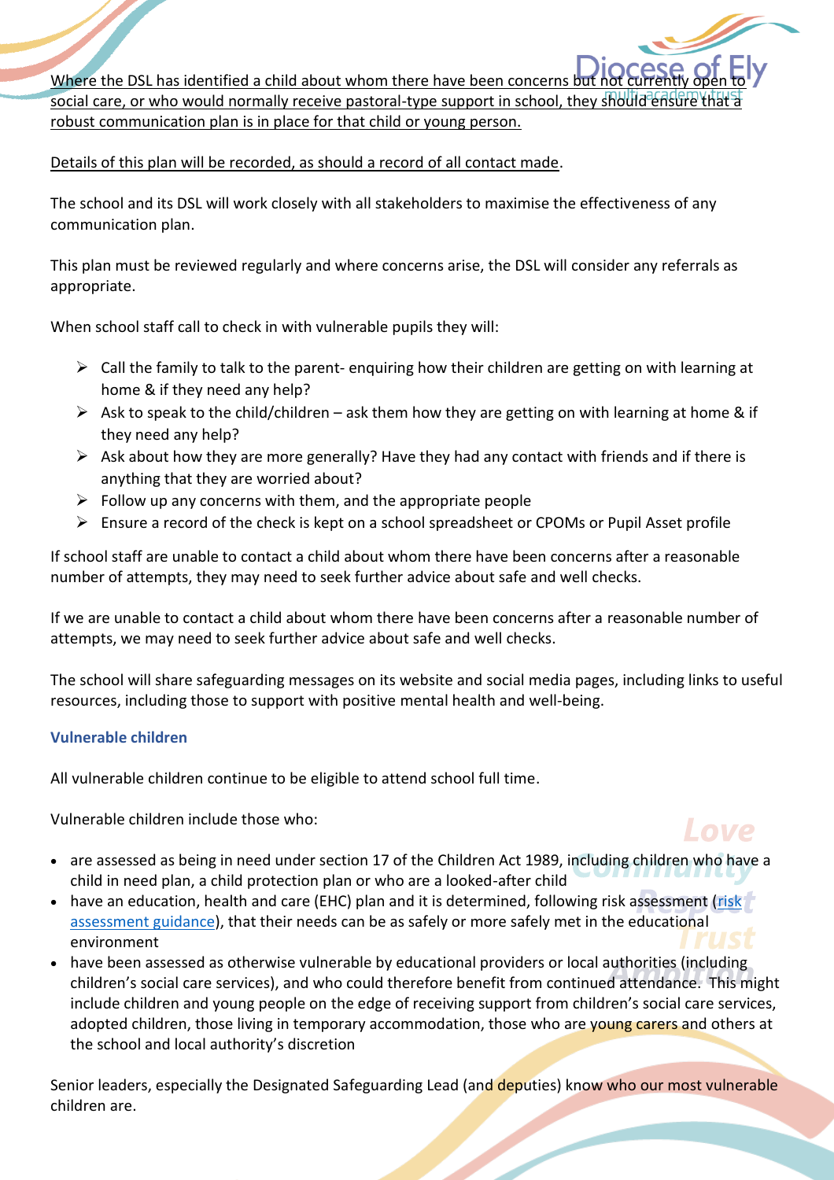Where the DSL has identified a child about whom there have been concerns but not currently open to social care, or who would normally receive pastoral-type support in school, they should ensure that a robust communication plan is in place for that child or young person.

Details of this plan will be recorded, as should a record of all contact made.

The school and its DSL will work closely with all stakeholders to maximise the effectiveness of any communication plan.

This plan must be reviewed regularly and where concerns arise, the DSL will consider any referrals as appropriate.

When school staff call to check in with vulnerable pupils they will:

- Call the family to talk to the parent- enquiring how their children are getting on with learning at home & if they need any help?
- Ask to speak to the child/children – ask them how they are getting on with learning at home & if they need any help?
- Ask about how they are more generally? Have they had any contact with friends and if there is anything that they are worried about?
- Follow up any concerns with them, and the appropriate people
- Ensure a record of the check is kept on a school spreadsheet or CPOMs or Pupil Asset profile

If school staff are unable to contact a child about whom there have been concerns after a reasonable number of attempts, they may need to seek further advice about safe and well checks.

If we are unable to contact a child about whom there have been concerns after a reasonable number of attempts, we may need to seek further advice about safe and well checks.

The school will share safeguarding messages on its website and social media pages, including links to useful resources, including those to support with positive mental health and well-being.

### Vulnerable children

All vulnerable children continue to be eligible to attend school full time.

Vulnerable children include those who:

- are assessed as being in need under section 17 of the Children Act 1989, including children who have a child in need plan, a child protection plan or who are a looked-after child
- have an education, health and care (EHC) plan and it is determined, following risk assessment (risk assessment guidance), that their needs can be as safely or more safely met in the educational environment
- have been assessed as otherwise vulnerable by educational providers or local authorities (including children's social care services), and who could therefore benefit from continued attendance. This might include children and young people on the edge of receiving support from children's social care services, adopted children, those living in temporary accommodation, those who are young carers and others at the school and local authority's discretion

Senior leaders, especially the Designated Safeguarding Lead (and deputies) know who our most vulnerable children are.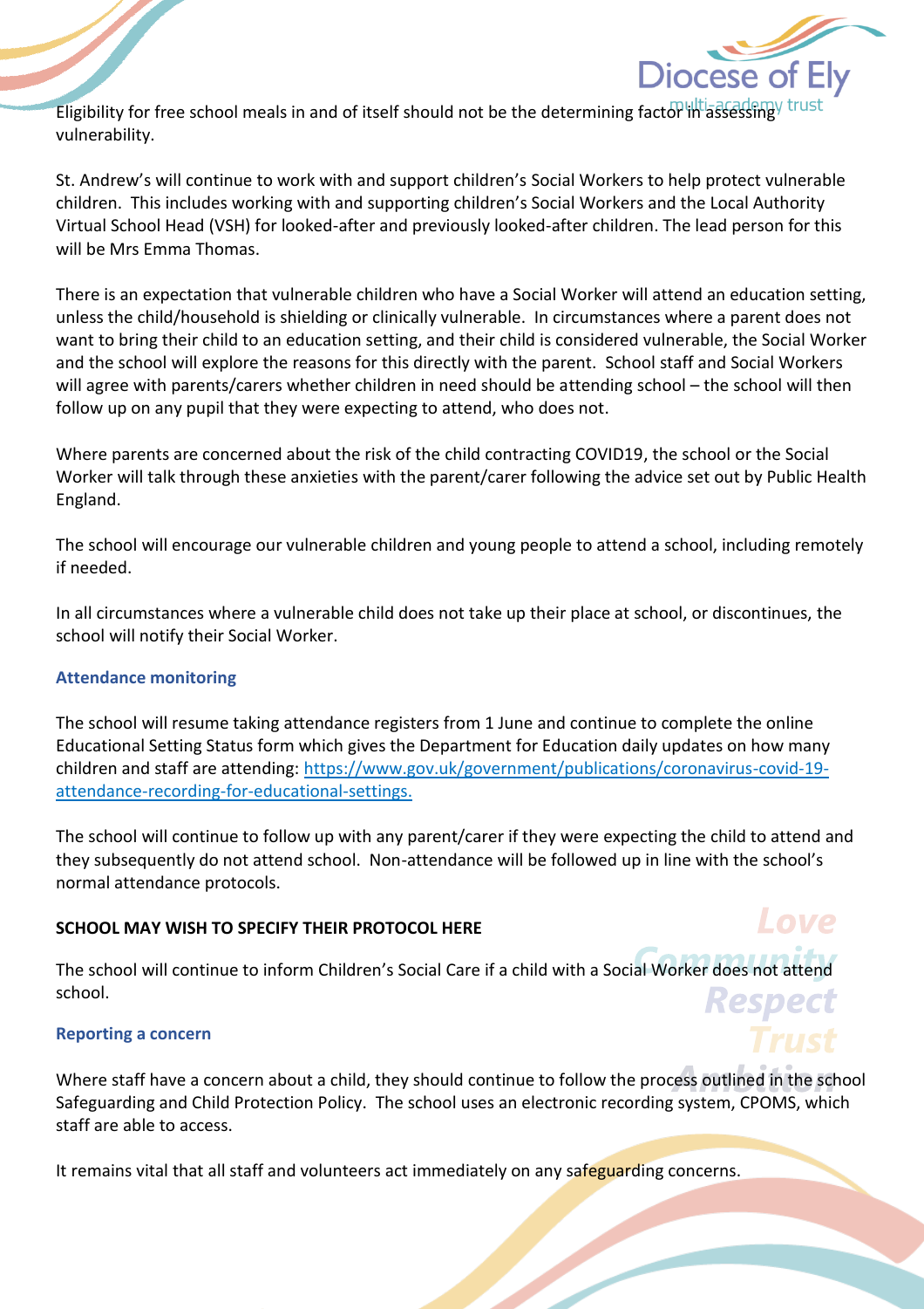Eligibility for free school meals in and of itself should not be the determining factor in assessing vulnerability.

St. Andrew's will continue to work with and support children's Social Workers to help protect vulnerable children. This includes working with and supporting children's Social Workers and the Local Authority Virtual School Head (VSH) for looked-after and previously looked-after children. The lead person for this will be Mrs Emma Thomas.

There is an expectation that vulnerable children who have a Social Worker will attend an education setting, unless the child/household is shielding or clinically vulnerable. In circumstances where a parent does not want to bring their child to an education setting, and their child is considered vulnerable, the Social Worker and the school will explore the reasons for this directly with the parent. School staff and Social Workers will agree with parents/carers whether children in need should be attending school – the school will then follow up on any pupil that they were expecting to attend, who does not.

Where parents are concerned about the risk of the child contracting COVID19, the school or the Social Worker will talk through these anxieties with the parent/carer following the advice set out by Public Health England.

The school will encourage our vulnerable children and young people to attend a school, including remotely if needed.

In all circumstances where a vulnerable child does not take up their place at school, or discontinues, the school will notify their Social Worker.

### Attendance monitoring

The school will resume taking attendance registers from 1 June and continue to complete the online Educational Setting Status form which gives the Department for Education daily updates on how many children and staff are attending: https://www.gov.uk/government/publications/coronavirus-covid-19-attendance-recording-for-educational-settings.

The school will continue to follow up with any parent/carer if they were expecting the child to attend and they subsequently do not attend school. Non-attendance will be followed up in line with the school's normal attendance protocols.

**SCHOOL MAY WISH TO SPECIFY THEIR PROTOCOL HERE**

The school will continue to inform Children's Social Care if a child with a Social Worker does not attend school.

### Reporting a concern

Where staff have a concern about a child, they should continue to follow the process outlined in the school Safeguarding and Child Protection Policy. The school uses an electronic recording system, CPOMS, which staff are able to access.

It remains vital that all staff and volunteers act immediately on any safeguarding concerns.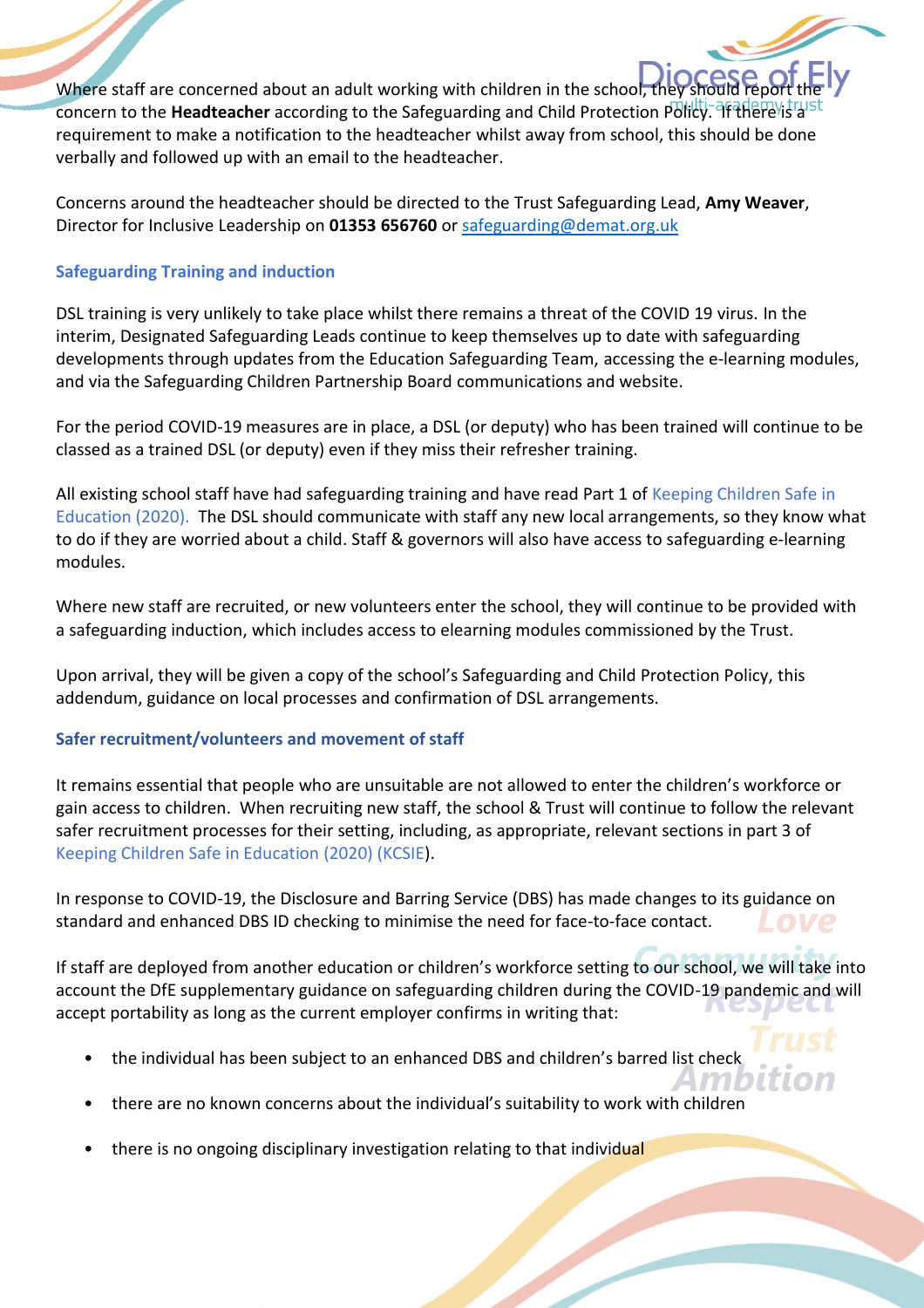Where staff are concerned about an adult working with children in the school, they should report the concern to the **Headteacher** according to the Safeguarding and Child Protection Policy. If there is a requirement to make a notification to the headteacher whilst away from school, this should be done verbally and followed up with an email to the headteacher.

Concerns around the headteacher should be directed to the Trust Safeguarding Lead, **Amy Weaver**, Director for Inclusive Leadership on **01353 656760** or safeguarding@demat.org.uk

### Safeguarding Training and induction

DSL training is very unlikely to take place whilst there remains a threat of the COVID 19 virus. In the interim, Designated Safeguarding Leads continue to keep themselves up to date with safeguarding developments through updates from the Education Safeguarding Team, accessing the e-learning modules, and via the Safeguarding Children Partnership Board communications and website.

For the period COVID-19 measures are in place, a DSL (or deputy) who has been trained will continue to be classed as a trained DSL (or deputy) even if they miss their refresher training.

All existing school staff have had safeguarding training and have read Part 1 of Keeping Children Safe in Education (2020). The DSL should communicate with staff any new local arrangements, so they know what to do if they are worried about a child. Staff & governors will also have access to safeguarding e-learning modules.

Where new staff are recruited, or new volunteers enter the school, they will continue to be provided with a safeguarding induction, which includes access to elearning modules commissioned by the Trust.

Upon arrival, they will be given a copy of the school's Safeguarding and Child Protection Policy, this addendum, guidance on local processes and confirmation of DSL arrangements.

### Safer recruitment/volunteers and movement of staff

It remains essential that people who are unsuitable are not allowed to enter the children's workforce or gain access to children. When recruiting new staff, the school & Trust will continue to follow the relevant safer recruitment processes for their setting, including, as appropriate, relevant sections in part 3 of Keeping Children Safe in Education (2020) (KCSIE).

In response to COVID-19, the Disclosure and Barring Service (DBS) has made changes to its guidance on standard and enhanced DBS ID checking to minimise the need for face-to-face contact.

If staff are deployed from another education or children's workforce setting to our school, we will take into account the DfE supplementary guidance on safeguarding children during the COVID-19 pandemic and will accept portability as long as the current employer confirms in writing that:

- the individual has been subject to an enhanced DBS and children's barred list check
- there are no known concerns about the individual's suitability to work with children
- there is no ongoing disciplinary investigation relating to that individual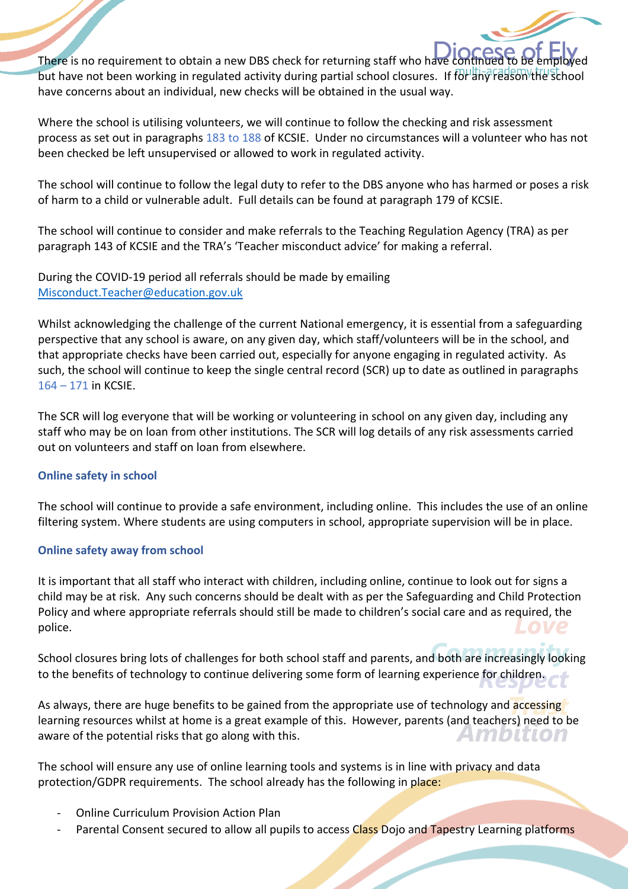There is no requirement to obtain a new DBS check for returning staff who have continued to be employed but have not been working in regulated activity during partial school closures. If for any reason the school have concerns about an individual, new checks will be obtained in the usual way.

Where the school is utilising volunteers, we will continue to follow the checking and risk assessment process as set out in paragraphs 183 to 188 of KCSIE. Under no circumstances will a volunteer who has not been checked be left unsupervised or allowed to work in regulated activity.

The school will continue to follow the legal duty to refer to the DBS anyone who has harmed or poses a risk of harm to a child or vulnerable adult. Full details can be found at paragraph 179 of KCSIE.

The school will continue to consider and make referrals to the Teaching Regulation Agency (TRA) as per paragraph 143 of KCSIE and the TRA's 'Teacher misconduct advice' for making a referral.

During the COVID-19 period all referrals should be made by emailing Misconduct.Teacher@education.gov.uk

Whilst acknowledging the challenge of the current National emergency, it is essential from a safeguarding perspective that any school is aware, on any given day, which staff/volunteers will be in the school, and that appropriate checks have been carried out, especially for anyone engaging in regulated activity. As such, the school will continue to keep the single central record (SCR) up to date as outlined in paragraphs 164 – 171 in KCSIE.

The SCR will log everyone that will be working or volunteering in school on any given day, including any staff who may be on loan from other institutions. The SCR will log details of any risk assessments carried out on volunteers and staff on loan from elsewhere.

### Online safety in school

The school will continue to provide a safe environment, including online. This includes the use of an online filtering system. Where students are using computers in school, appropriate supervision will be in place.

### Online safety away from school

It is important that all staff who interact with children, including online, continue to look out for signs a child may be at risk. Any such concerns should be dealt with as per the Safeguarding and Child Protection Policy and where appropriate referrals should still be made to children's social care and as required, the police.

School closures bring lots of challenges for both school staff and parents, and both are increasingly looking to the benefits of technology to continue delivering some form of learning experience for children.

As always, there are huge benefits to be gained from the appropriate use of technology and accessing learning resources whilst at home is a great example of this. However, parents (and teachers) need to be aware of the potential risks that go along with this.

The school will ensure any use of online learning tools and systems is in line with privacy and data protection/GDPR requirements. The school already has the following in place:

- Online Curriculum Provision Action Plan
- Parental Consent secured to allow all pupils to access Class Dojo and Tapestry Learning platforms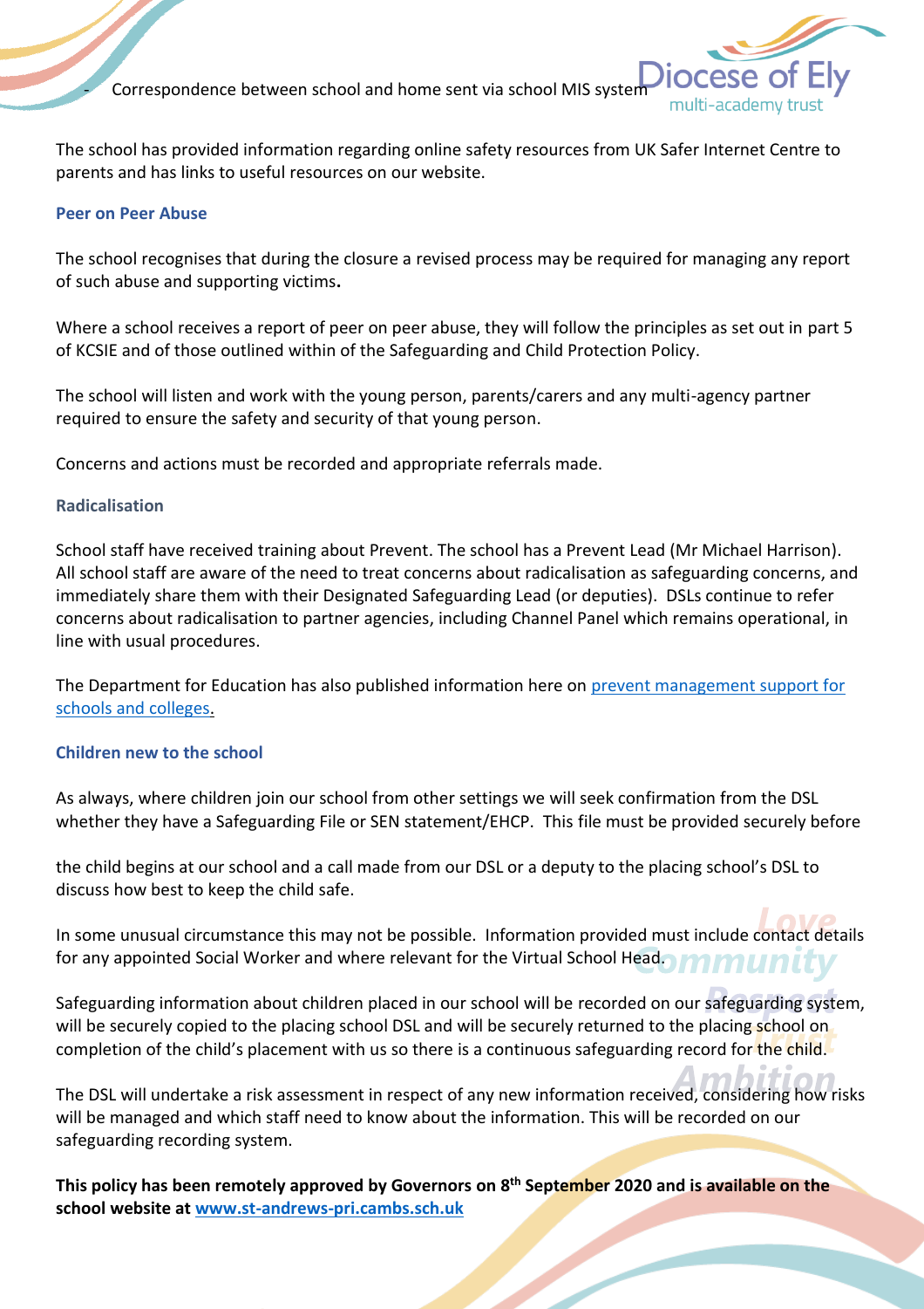- Correspondence between school and home sent via school MIS system

The school has provided information regarding online safety resources from UK Safer Internet Centre to parents and has links to useful resources on our website.

### Peer on Peer Abuse

The school recognises that during the closure a revised process may be required for managing any report of such abuse and supporting victims**.**

Where a school receives a report of peer on peer abuse, they will follow the principles as set out in part 5 of KCSIE and of those outlined within of the Safeguarding and Child Protection Policy.

The school will listen and work with the young person, parents/carers and any multi-agency partner required to ensure the safety and security of that young person.

Concerns and actions must be recorded and appropriate referrals made.

### Radicalisation

School staff have received training about Prevent. The school has a Prevent Lead (Mr Michael Harrison). All school staff are aware of the need to treat concerns about radicalisation as safeguarding concerns, and immediately share them with their Designated Safeguarding Lead (or deputies). DSLs continue to refer concerns about radicalisation to partner agencies, including Channel Panel which remains operational, in line with usual procedures.

The Department for Education has also published information here on [prevent management support for schools and colleges.]()

### Children new to the school

As always, where children join our school from other settings we will seek confirmation from the DSL whether they have a Safeguarding File or SEN statement/EHCP. This file must be provided securely before

the child begins at our school and a call made from our DSL or a deputy to the placing school's DSL to discuss how best to keep the child safe.

In some unusual circumstance this may not be possible. Information provided must include contact details for any appointed Social Worker and where relevant for the Virtual School Head.

Safeguarding information about children placed in our school will be recorded on our safeguarding system, will be securely copied to the placing school DSL and will be securely returned to the placing school on completion of the child's placement with us so there is a continuous safeguarding record for the child.

The DSL will undertake a risk assessment in respect of any new information received, considering how risks will be managed and which staff need to know about the information. This will be recorded on our safeguarding recording system.

**This policy has been remotely approved by Governors on 8th September 2020 and is available on the school website at [www.st-andrews-pri.cambs.sch.uk](www.st-andrews-pri.cambs.sch.uk)**